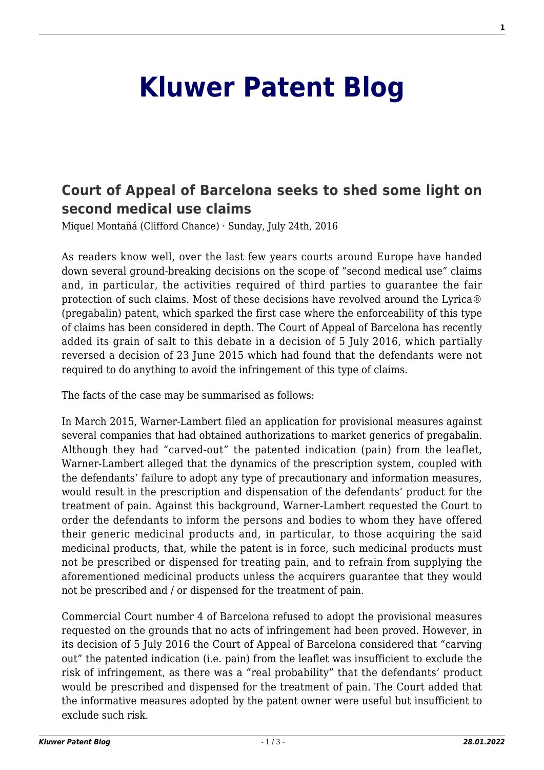# Kluwer Patent Blog

## Court of Appeal of Barcelona seeks to shed some light on second medical use claims

Miquel Montañá (Clifford Chance) · Sunday, July 24th, 2016

As readers know well, over the last few years courts around Europe have handed down several ground-breaking decisions on the scope of "second medical use" claims and, in particular, the activities required of third parties to guarantee the fair protection of such claims. Most of these decisions have revolved around the Lyrica® (pregabalin) patent, which sparked the first case where the enforceability of this type of claims has been considered in depth. The Court of Appeal of Barcelona has recently added its grain of salt to this debate in a decision of 5 July 2016, which partially reversed a decision of 23 June 2015 which had found that the defendants were not required to do anything to avoid the infringement of this type of claims.

The facts of the case may be summarised as follows:

In March 2015, Warner-Lambert filed an application for provisional measures against several companies that had obtained authorizations to market generics of pregabalin. Although they had "carved-out" the patented indication (pain) from the leaflet, Warner-Lambert alleged that the dynamics of the prescription system, coupled with the defendants' failure to adopt any type of precautionary and information measures, would result in the prescription and dispensation of the defendants' product for the treatment of pain. Against this background, Warner-Lambert requested the Court to order the defendants to inform the persons and bodies to whom they have offered their generic medicinal products and, in particular, to those acquiring the said medicinal products, that, while the patent is in force, such medicinal products must not be prescribed or dispensed for treating pain, and to refrain from supplying the aforementioned medicinal products unless the acquirers guarantee that they would not be prescribed and / or dispensed for the treatment of pain.

Commercial Court number 4 of Barcelona refused to adopt the provisional measures requested on the grounds that no acts of infringement had been proved. However, in its decision of 5 July 2016 the Court of Appeal of Barcelona considered that "carving out" the patented indication (i.e. pain) from the leaflet was insufficient to exclude the risk of infringement, as there was a "real probability" that the defendants' product would be prescribed and dispensed for the treatment of pain. The Court added that the informative measures adopted by the patent owner were useful but insufficient to exclude such risk.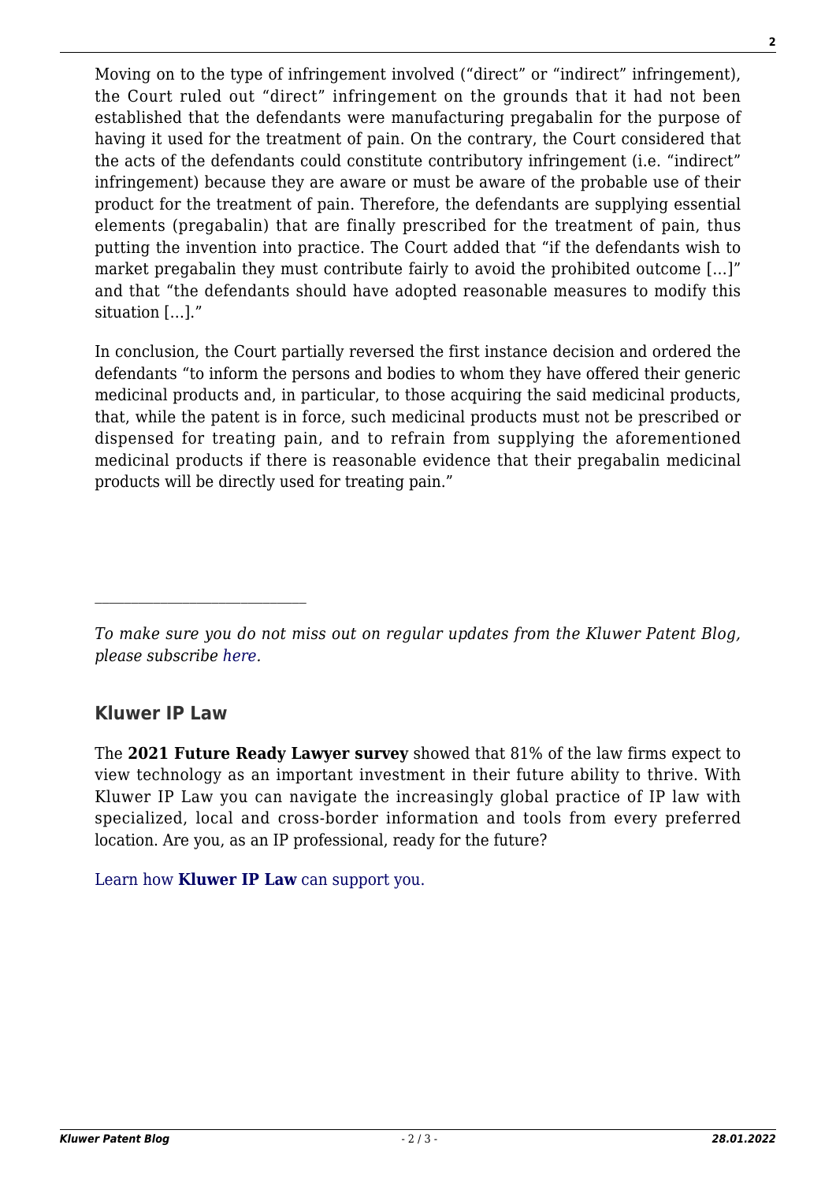Moving on to the type of infringement involved ("direct" or "indirect" infringement), the Court ruled out "direct" infringement on the grounds that it had not been established that the defendants were manufacturing pregabalin for the purpose of having it used for the treatment of pain. On the contrary, the Court considered that the acts of the defendants could constitute contributory infringement (i.e. "indirect" infringement) because they are aware or must be aware of the probable use of their product for the treatment of pain. Therefore, the defendants are supplying essential elements (pregabalin) that are finally prescribed for the treatment of pain, thus putting the invention into practice. The Court added that "if the defendants wish to market pregabalin they must contribute fairly to avoid the prohibited outcome […]" and that "the defendants should have adopted reasonable measures to modify this situation […]."

In conclusion, the Court partially reversed the first instance decision and ordered the defendants "to inform the persons and bodies to whom they have offered their generic medicinal products and, in particular, to those acquiring the said medicinal products, that, while the patent is in force, such medicinal products must not be prescribed or dispensed for treating pain, and to refrain from supplying the aforementioned medicinal products if there is reasonable evidence that their pregabalin medicinal products will be directly used for treating pain."

---

*To make sure you do not miss out on regular updates from the Kluwer Patent Blog, please subscribe here.*

## Kluwer IP Law

The **2021 Future Ready Lawyer survey** showed that 81% of the law firms expect to view technology as an important investment in their future ability to thrive. With Kluwer IP Law you can navigate the increasingly global practice of IP law with specialized, local and cross-border information and tools from every preferred location. Are you, as an IP professional, ready for the future?

Learn how **Kluwer IP Law** can support you.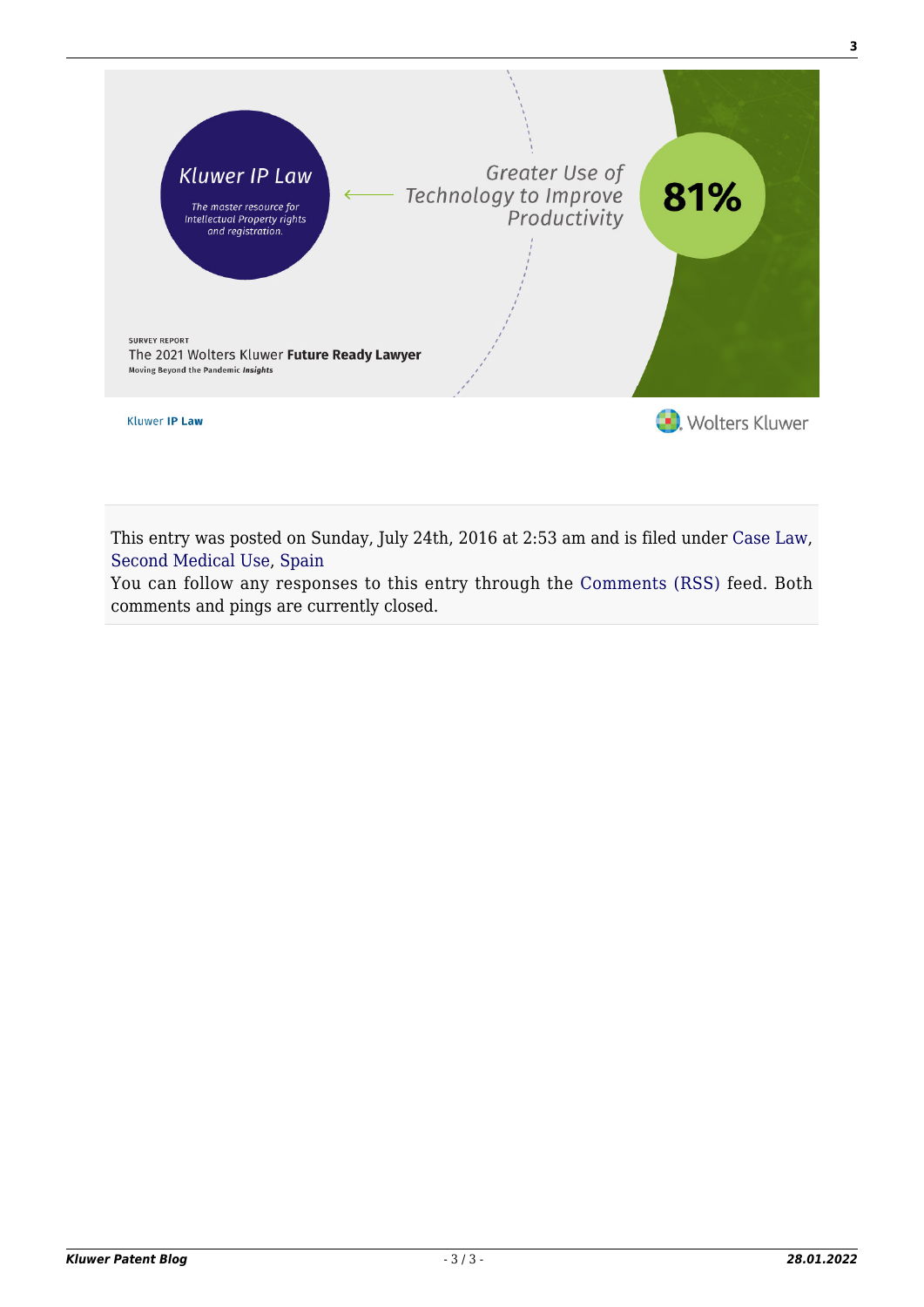Kluwer IP Law

The master resource for Intellectual Property rights and registration.

Greater Use of Technology to Improve Productivity

81%

SURVEY REPORT

The 2021 Wolters Kluwer **Future Ready Lawyer**

Moving Beyond the Pandemic *Insights*

Kluwer **IP Law**

Wolters Kluwer

This entry was posted on Sunday, July 24th, 2016 at 2:53 am and is filed under Case Law, Second Medical Use, Spain

You can follow any responses to this entry through the Comments (RSS) feed. Both comments and pings are currently closed.